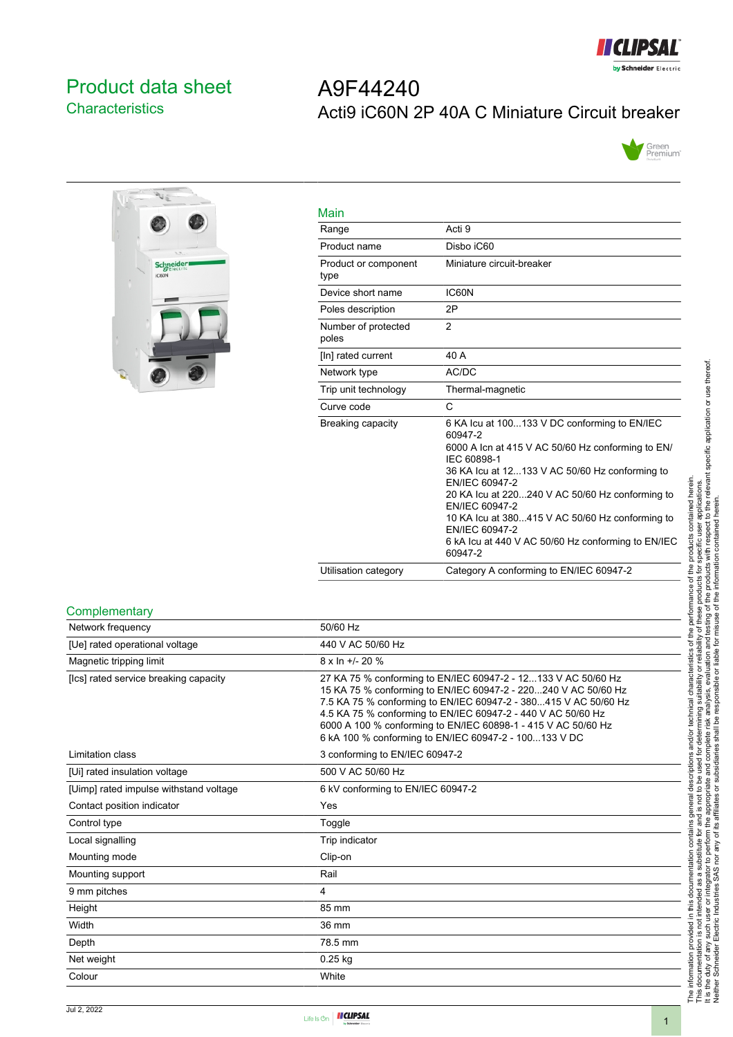# Product data sheet
## Characteristics

# A9F44240
## Acti9 iC60N 2P 40A C Miniature Circuit breaker

### Main

| | |
|---|---|
| Range | Acti 9 |
| Product name | Disbo iC60 |
| Product or component type | Miniature circuit-breaker |
| Device short name | IC60N |
| Poles description | 2P |
| Number of protected poles | 2 |
| [In] rated current | 40 A |
| Network type | AC/DC |
| Trip unit technology | Thermal-magnetic |
| Curve code | C |
| Breaking capacity | 6 KA Icu at 100...133 V DC conforming to EN/IEC 60947-2<br>6000 A Icn at 415 V AC 50/60 Hz conforming to EN/IEC 60898-1<br>36 KA Icu at 12...133 V AC 50/60 Hz conforming to EN/IEC 60947-2<br>20 KA Icu at 220...240 V AC 50/60 Hz conforming to EN/IEC 60947-2<br>10 KA Icu at 380...415 V AC 50/60 Hz conforming to EN/IEC 60947-2<br>6 kA Icu at 440 V AC 50/60 Hz conforming to EN/IEC 60947-2 |
| Utilisation category | Category A conforming to EN/IEC 60947-2 |

### Complementary

| | |
|---|---|
| Network frequency | 50/60 Hz |
| [Ue] rated operational voltage | 440 V AC 50/60 Hz |
| Magnetic tripping limit | 8 x In +/- 20 % |
| [Ics] rated service breaking capacity | 27 KA 75 % conforming to EN/IEC 60947-2 - 12...133 V AC 50/60 Hz<br>15 KA 75 % conforming to EN/IEC 60947-2 - 220...240 V AC 50/60 Hz<br>7.5 KA 75 % conforming to EN/IEC 60947-2 - 380...415 V AC 50/60 Hz<br>4.5 KA 75 % conforming to EN/IEC 60947-2 - 440 V AC 50/60 Hz<br>6000 A 100 % conforming to EN/IEC 60898-1 - 415 V AC 50/60 Hz<br>6 kA 100 % conforming to EN/IEC 60947-2 - 100...133 V DC |
| Limitation class | 3 conforming to EN/IEC 60947-2 |
| [Ui] rated insulation voltage | 500 V AC 50/60 Hz |
| [Uimp] rated impulse withstand voltage | 6 kV conforming to EN/IEC 60947-2 |
| Contact position indicator | Yes |
| Control type | Toggle |
| Local signalling | Trip indicator |
| Mounting mode | Clip-on |
| Mounting support | Rail |
| 9 mm pitches | 4 |
| Height | 85 mm |
| Width | 36 mm |
| Depth | 78.5 mm |
| Net weight | 0.25 kg |
| Colour | White |

The information provided in this documentation contains general descriptions and/or technical characteristics of the performance of the products contained herein.
This documentation is not intended as a substitute for and is not to be used for determining suitability or reliability of these products for specific user applications.
It is the duty of any such user or integrator to perform the appropriate and complete risk analysis, evaluation and testing of the products with respect to the relevant specific application or use thereof.
Neither Schneider Electric Industries SAS nor any of its affiliates or subsidiaries shall be responsible or liable for misuse of the information contained herein.

Jul 2, 2022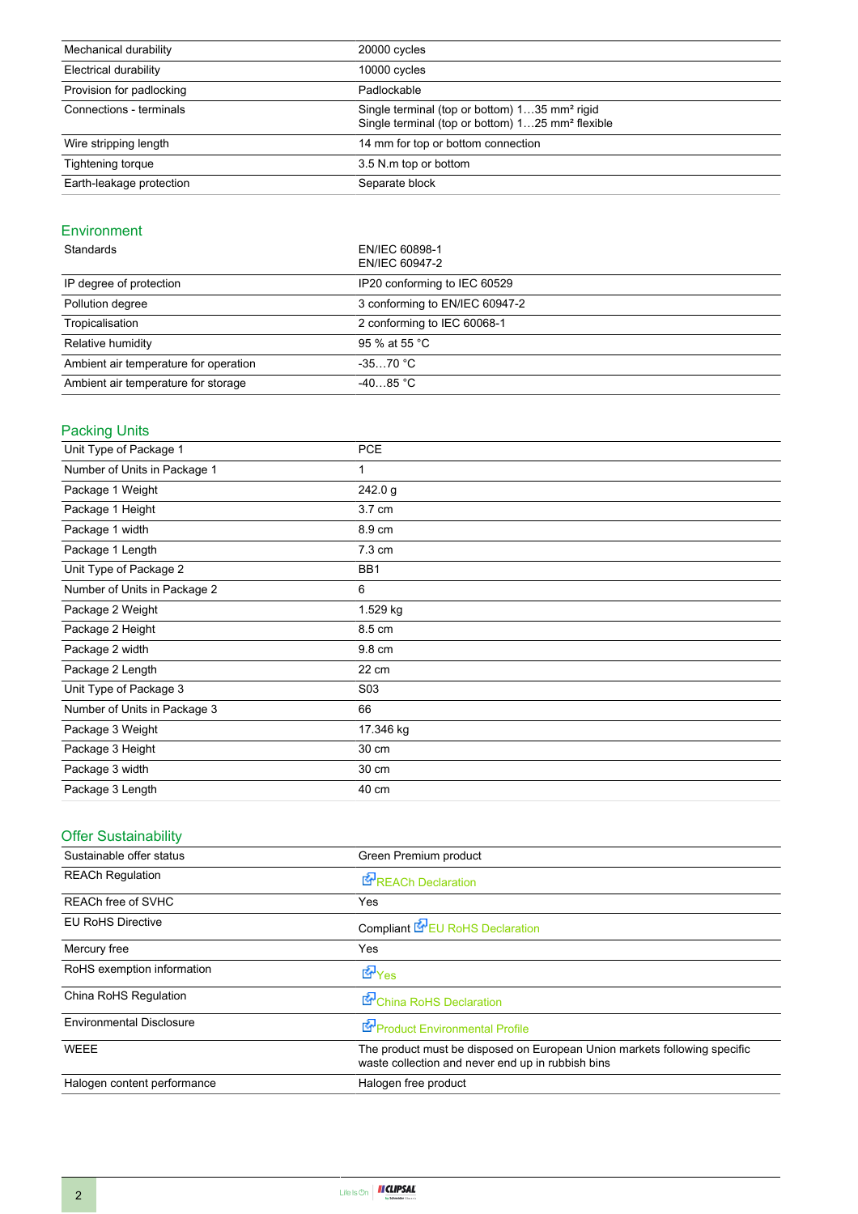| | |
|---|---|
| Mechanical durability | 20000 cycles |
| Electrical durability | 10000 cycles |
| Provision for padlocking | Padlockable |
| Connections - terminals | Single terminal (top or bottom) 1…35 mm² rigid<br>Single terminal (top or bottom) 1…25 mm² flexible |
| Wire stripping length | 14 mm for top or bottom connection |
| Tightening torque | 3.5 N.m top or bottom |
| Earth-leakage protection | Separate block |

## Environment

| | |
|---|---|
| Standards | EN/IEC 60898-1<br>EN/IEC 60947-2 |
| IP degree of protection | IP20 conforming to IEC 60529 |
| Pollution degree | 3 conforming to EN/IEC 60947-2 |
| Tropicalisation | 2 conforming to IEC 60068-1 |
| Relative humidity | 95 % at 55 °C |
| Ambient air temperature for operation | -35…70 °C |
| Ambient air temperature for storage | -40…85 °C |

## Packing Units

| | |
|---|---|
| Unit Type of Package 1 | PCE |
| Number of Units in Package 1 | 1 |
| Package 1 Weight | 242.0 g |
| Package 1 Height | 3.7 cm |
| Package 1 width | 8.9 cm |
| Package 1 Length | 7.3 cm |
| Unit Type of Package 2 | BB1 |
| Number of Units in Package 2 | 6 |
| Package 2 Weight | 1.529 kg |
| Package 2 Height | 8.5 cm |
| Package 2 width | 9.8 cm |
| Package 2 Length | 22 cm |
| Unit Type of Package 3 | S03 |
| Number of Units in Package 3 | 66 |
| Package 3 Weight | 17.346 kg |
| Package 3 Height | 30 cm |
| Package 3 width | 30 cm |
| Package 3 Length | 40 cm |

## Offer Sustainability

| | |
|---|---|
| Sustainable offer status | Green Premium product |
| REACh Regulation | REACh Declaration |
| REACh free of SVHC | Yes |
| EU RoHS Directive | Compliant EU RoHS Declaration |
| Mercury free | Yes |
| RoHS exemption information | Yes |
| China RoHS Regulation | China RoHS Declaration |
| Environmental Disclosure | Product Environmental Profile |
| WEEE | The product must be disposed on European Union markets following specific waste collection and never end up in rubbish bins |
| Halogen content performance | Halogen free product |